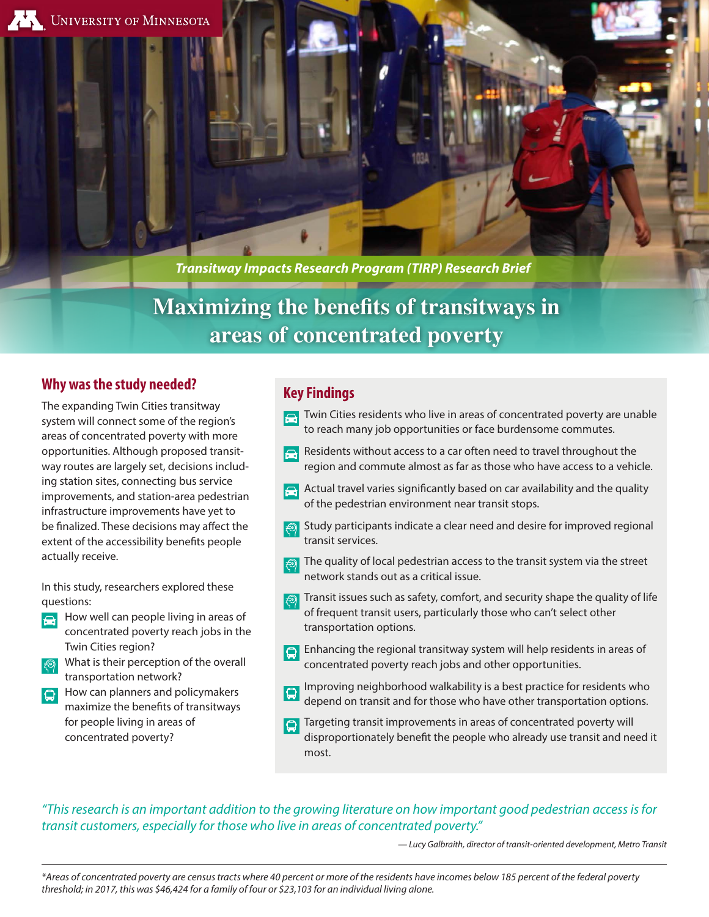University of Minnesota

*Transitway Impacts Research Program (TIRP) Research Brief*

# Maximizing the benefits of transitways in areas of concentrated poverty

## Why was the study needed?

The expanding Twin Cities transitway system will connect some of the region's areas of concentrated poverty with more opportunities. Although proposed transitway routes are largely set, decisions including station sites, connecting bus service improvements, and station-area pedestrian infrastructure improvements have yet to be finalized. These decisions may affect the extent of the accessibility benefits people actually receive.

In this study, researchers explored these questions:

- How well can people living in areas of concentrated poverty reach jobs in the Twin Cities region?
- What is their perception of the overall transportation network?
- How can planners and policymakers maximize the benefits of transitways for people living in areas of concentrated poverty?

## Key Findings

- Twin Cities residents who live in areas of concentrated poverty are unable to reach many job opportunities or face burdensome commutes.
- Residents without access to a car often need to travel throughout the region and commute almost as far as those who have access to a vehicle.
- Actual travel varies significantly based on car availability and the quality of the pedestrian environment near transit stops.
- Study participants indicate a clear need and desire for improved regional transit services.
- The quality of local pedestrian access to the transit system via the street network stands out as a critical issue.
- Transit issues such as safety, comfort, and security shape the quality of life of frequent transit users, particularly those who can't select other transportation options.
- Enhancing the regional transitway system will help residents in areas of concentrated poverty reach jobs and other opportunities.
- Improving neighborhood walkability is a best practice for residents who depend on transit and for those who have other transportation options.
- Targeting transit improvements in areas of concentrated poverty will disproportionately benefit the people who already use transit and need it most.

*"This research is an important addition to the growing literature on how important good pedestrian access is for transit customers, especially for those who live in areas of concentrated poverty."*

*— Lucy Galbraith, director of transit-oriented development, Metro Transit*

---

*\*Areas of concentrated poverty are census tracts where 40 percent or more of the residents have incomes below 185 percent of the federal poverty threshold; in 2017, this was $46,424 for a family of four or $23,103 for an individual living alone.*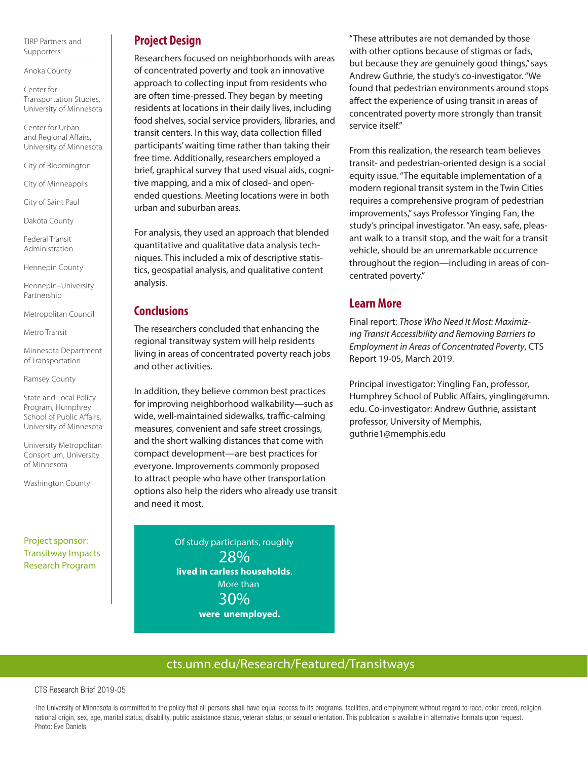TIRP Partners and Supporters:

Anoka County

Center for Transportation Studies, University of Minnesota

Center for Urban and Regional Affairs, University of Minnesota

City of Bloomington

City of Minneapolis

City of Saint Paul

Dakota County

Federal Transit Administration

Hennepin County

Hennepin–University Partnership

Metropolitan Council

Metro Transit

Minnesota Department of Transportation

Ramsey County

State and Local Policy Program, Humphrey School of Public Affairs, University of Minnesota

University Metropolitan Consortium, University of Minnesota

Washington County

Project sponsor: Transitway Impacts Research Program

## Project Design

Researchers focused on neighborhoods with areas of concentrated poverty and took an innovative approach to collecting input from residents who are often time-pressed. They began by meeting residents at locations in their daily lives, including food shelves, social service providers, libraries, and transit centers. In this way, data collection filled participants' waiting time rather than taking their free time. Additionally, researchers employed a brief, graphical survey that used visual aids, cognitive mapping, and a mix of closed- and open-ended questions. Meeting locations were in both urban and suburban areas.

For analysis, they used an approach that blended quantitative and qualitative data analysis techniques. This included a mix of descriptive statistics, geospatial analysis, and qualitative content analysis.

## Conclusions

The researchers concluded that enhancing the regional transitway system will help residents living in areas of concentrated poverty reach jobs and other activities.

In addition, they believe common best practices for improving neighborhood walkability—such as wide, well-maintained sidewalks, traffic-calming measures, convenient and safe street crossings, and the short walking distances that come with compact development—are best practices for everyone. Improvements commonly proposed to attract people who have other transportation options also help the riders who already use transit and need it most.

Of study participants, roughly
28%
**lived in carless households**.
More than
30%
**were unemployed.**

"These attributes are not demanded by those with other options because of stigmas or fads, but because they are genuinely good things," says Andrew Guthrie, the study's co-investigator. "We found that pedestrian environments around stops affect the experience of using transit in areas of concentrated poverty more strongly than transit service itself."

From this realization, the research team believes transit- and pedestrian-oriented design is a social equity issue. "The equitable implementation of a modern regional transit system in the Twin Cities requires a comprehensive program of pedestrian improvements," says Professor Yinging Fan, the study's principal investigator. "An easy, safe, pleasant walk to a transit stop, and the wait for a transit vehicle, should be an unremarkable occurrence throughout the region—including in areas of concentrated poverty."

## Learn More

Final report: *Those Who Need It Most: Maximizing Transit Accessibility and Removing Barriers to Employment in Areas of Concentrated Poverty*, CTS Report 19-05, March 2019.

Principal investigator: Yingling Fan, professor, Humphrey School of Public Affairs, yingling@umn.edu. Co-investigator: Andrew Guthrie, assistant professor, University of Memphis, guthrie1@memphis.edu

cts.umn.edu/Research/Featured/Transitways

CTS Research Brief 2019-05

The University of Minnesota is committed to the policy that all persons shall have equal access to its programs, facilities, and employment without regard to race, color, creed, religion, national origin, sex, age, marital status, disability, public assistance status, veteran status, or sexual orientation. This publication is available in alternative formats upon request.
Photo: Eve Daniels